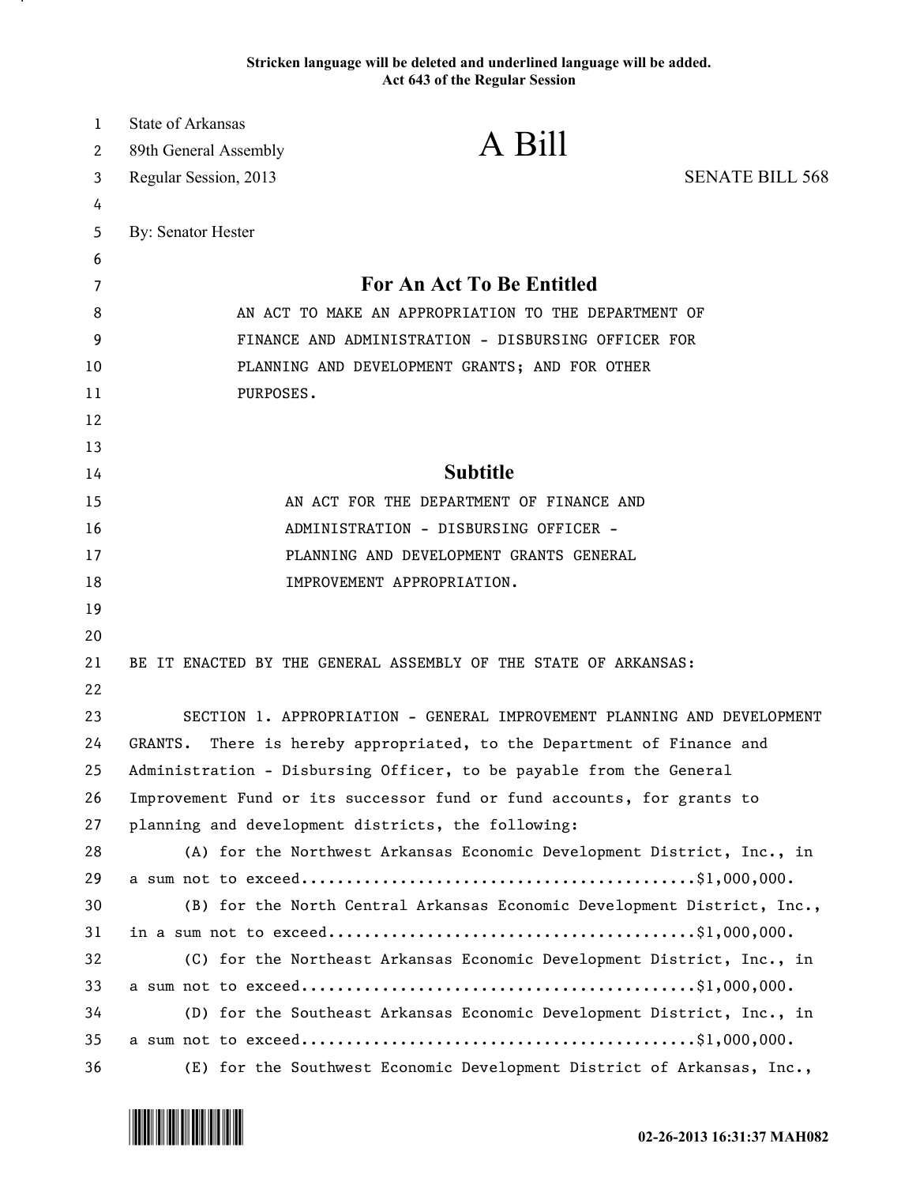Stricken language will be deleted and underlined language will be added.
Act 643 of the Regular Session

State of Arkansas
89th General Assembly
Regular Session, 2013

# A Bill

SENATE BILL 568

By: Senator Hester

## For An Act To Be Entitled

AN ACT TO MAKE AN APPROPRIATION TO THE DEPARTMENT OF FINANCE AND ADMINISTRATION - DISBURSING OFFICER FOR PLANNING AND DEVELOPMENT GRANTS; AND FOR OTHER PURPOSES.

## Subtitle

AN ACT FOR THE DEPARTMENT OF FINANCE AND ADMINISTRATION - DISBURSING OFFICER - PLANNING AND DEVELOPMENT GRANTS GENERAL IMPROVEMENT APPROPRIATION.

BE IT ENACTED BY THE GENERAL ASSEMBLY OF THE STATE OF ARKANSAS:

SECTION 1. APPROPRIATION - GENERAL IMPROVEMENT PLANNING AND DEVELOPMENT GRANTS. There is hereby appropriated, to the Department of Finance and Administration - Disbursing Officer, to be payable from the General Improvement Fund or its successor fund or fund accounts, for grants to planning and development districts, the following:

(A) for the Northwest Arkansas Economic Development District, Inc., in a sum not to exceed............................................$1,000,000.

(B) for the North Central Arkansas Economic Development District, Inc., in a sum not to exceed..........................................$1,000,000.

(C) for the Northeast Arkansas Economic Development District, Inc., in a sum not to exceed............................................$1,000,000.

(D) for the Southeast Arkansas Economic Development District, Inc., in a sum not to exceed............................................$1,000,000.

(E) for the Southwest Economic Development District of Arkansas, Inc.,

02-26-2013 16:31:37 MAH082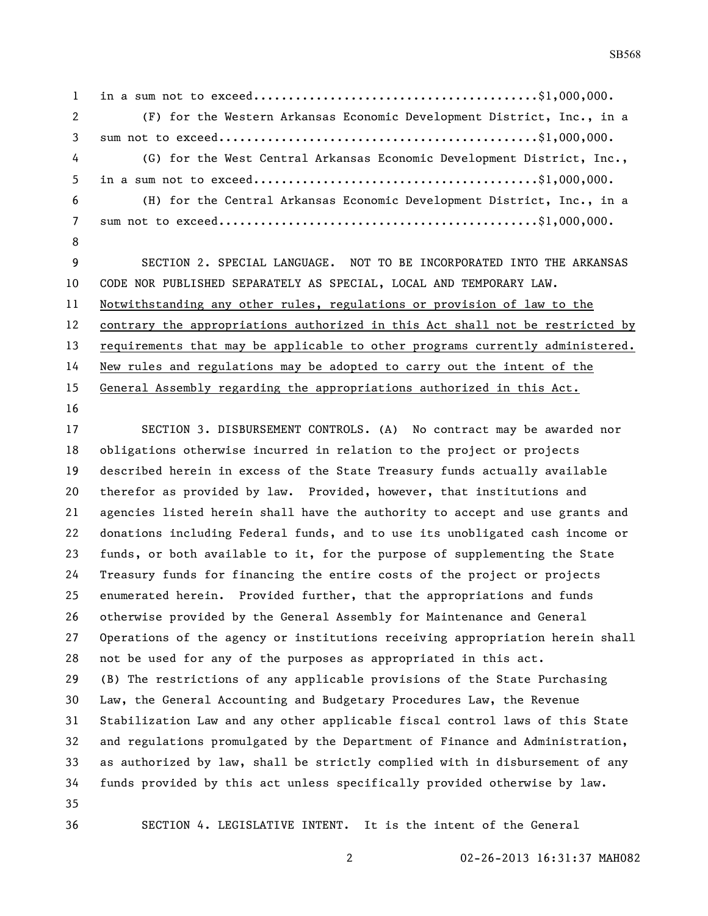in a sum not to exceed........................................$1,000,000.

(F) for the Western Arkansas Economic Development District, Inc., in a sum not to exceed.............................................$1,000,000.

(G) for the West Central Arkansas Economic Development District, Inc., in a sum not to exceed........................................$1,000,000.

(H) for the Central Arkansas Economic Development District, Inc., in a sum not to exceed.............................................$1,000,000.

SECTION 2. SPECIAL LANGUAGE. NOT TO BE INCORPORATED INTO THE ARKANSAS CODE NOR PUBLISHED SEPARATELY AS SPECIAL, LOCAL AND TEMPORARY LAW. Notwithstanding any other rules, regulations or provision of law to the contrary the appropriations authorized in this Act shall not be restricted by requirements that may be applicable to other programs currently administered. New rules and regulations may be adopted to carry out the intent of the General Assembly regarding the appropriations authorized in this Act.

SECTION 3. DISBURSEMENT CONTROLS. (A) No contract may be awarded nor obligations otherwise incurred in relation to the project or projects described herein in excess of the State Treasury funds actually available therefor as provided by law. Provided, however, that institutions and agencies listed herein shall have the authority to accept and use grants and donations including Federal funds, and to use its unobligated cash income or funds, or both available to it, for the purpose of supplementing the State Treasury funds for financing the entire costs of the project or projects enumerated herein. Provided further, that the appropriations and funds otherwise provided by the General Assembly for Maintenance and General Operations of the agency or institutions receiving appropriation herein shall not be used for any of the purposes as appropriated in this act.

(B) The restrictions of any applicable provisions of the State Purchasing Law, the General Accounting and Budgetary Procedures Law, the Revenue Stabilization Law and any other applicable fiscal control laws of this State and regulations promulgated by the Department of Finance and Administration, as authorized by law, shall be strictly complied with in disbursement of any funds provided by this act unless specifically provided otherwise by law.

SECTION 4. LEGISLATIVE INTENT. It is the intent of the General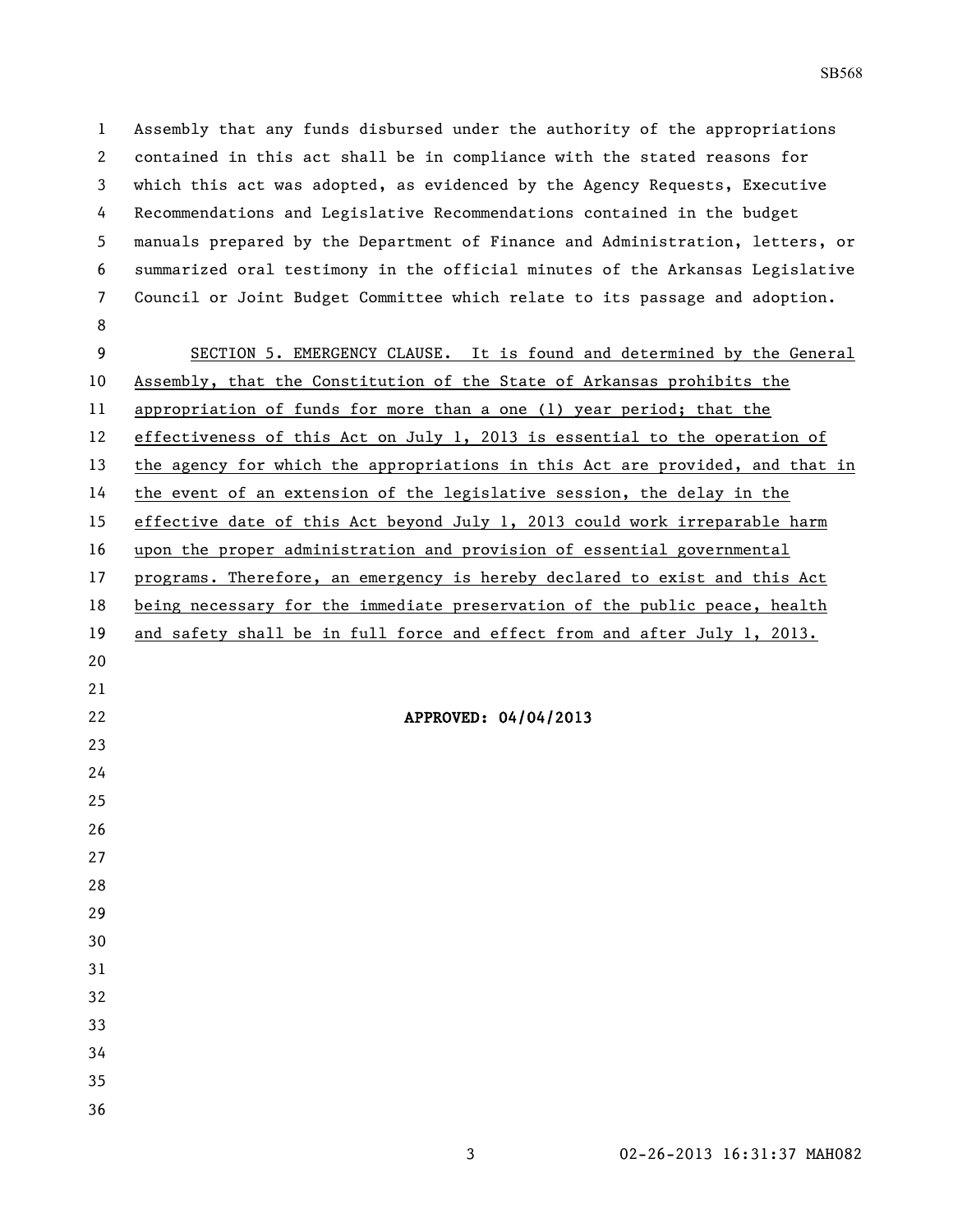Assembly that any funds disbursed under the authority of the appropriations contained in this act shall be in compliance with the stated reasons for which this act was adopted, as evidenced by the Agency Requests, Executive Recommendations and Legislative Recommendations contained in the budget manuals prepared by the Department of Finance and Administration, letters, or summarized oral testimony in the official minutes of the Arkansas Legislative Council or Joint Budget Committee which relate to its passage and adoption.

SECTION 5. EMERGENCY CLAUSE. It is found and determined by the General Assembly, that the Constitution of the State of Arkansas prohibits the appropriation of funds for more than a one (1) year period; that the effectiveness of this Act on July 1, 2013 is essential to the operation of the agency for which the appropriations in this Act are provided, and that in the event of an extension of the legislative session, the delay in the effective date of this Act beyond July 1, 2013 could work irreparable harm upon the proper administration and provision of essential governmental programs. Therefore, an emergency is hereby declared to exist and this Act being necessary for the immediate preservation of the public peace, health and safety shall be in full force and effect from and after July 1, 2013.

**APPROVED: 04/04/2013**